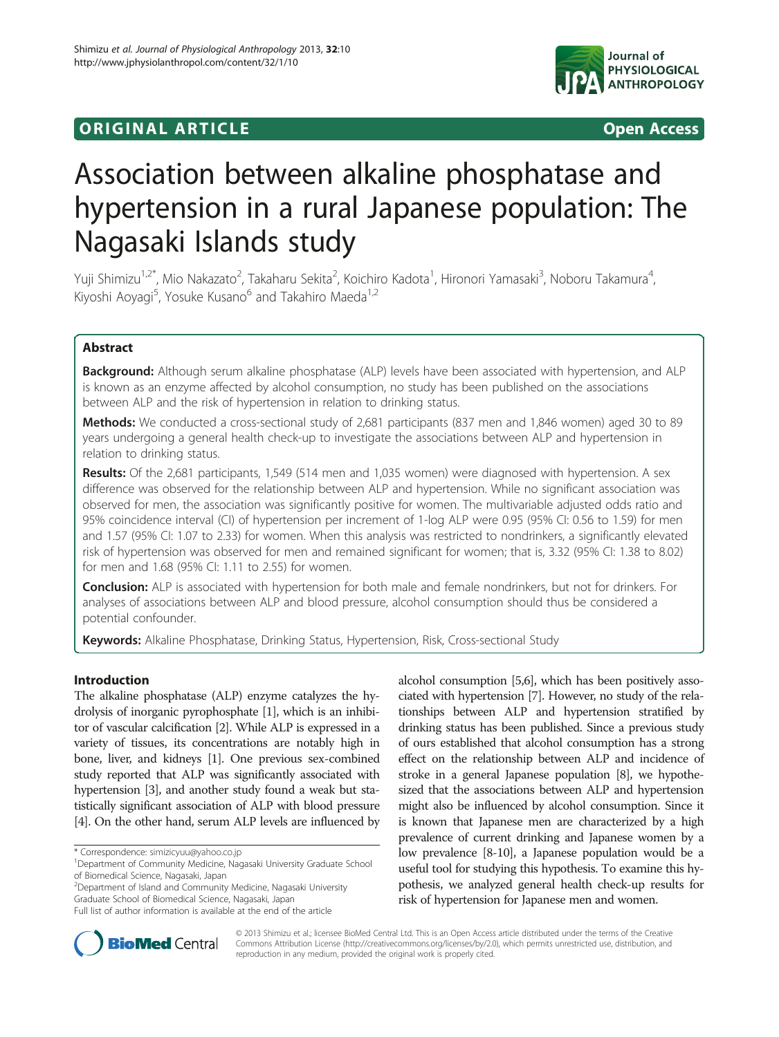ORIGINAL ARTICLE Open Access

# Association between alkaline phosphatase and hypertension in a rural Japanese population: The Nagasaki Islands study

Yuji Shimizu[1,2*], Mio Nakazato[2], Takaharu Sekita[2], Koichiro Kadota[1], Hironori Yamasaki[3], Noboru Takamura[4], Kiyoshi Aoyagi[5], Yosuke Kusano[6] and Takahiro Maeda[1,2]

## Abstract

**Background:** Although serum alkaline phosphatase (ALP) levels have been associated with hypertension, and ALP is known as an enzyme affected by alcohol consumption, no study has been published on the associations between ALP and the risk of hypertension in relation to drinking status.

**Methods:** We conducted a cross-sectional study of 2,681 participants (837 men and 1,846 women) aged 30 to 89 years undergoing a general health check-up to investigate the associations between ALP and hypertension in relation to drinking status.

**Results:** Of the 2,681 participants, 1,549 (514 men and 1,035 women) were diagnosed with hypertension. A sex difference was observed for the relationship between ALP and hypertension. While no significant association was observed for men, the association was significantly positive for women. The multivariable adjusted odds ratio and 95% coincidence interval (CI) of hypertension per increment of 1-log ALP were 0.95 (95% CI: 0.56 to 1.59) for men and 1.57 (95% CI: 1.07 to 2.33) for women. When this analysis was restricted to nondrinkers, a significantly elevated risk of hypertension was observed for men and remained significant for women; that is, 3.32 (95% CI: 1.38 to 8.02) for men and 1.68 (95% CI: 1.11 to 2.55) for women.

**Conclusion:** ALP is associated with hypertension for both male and female nondrinkers, but not for drinkers. For analyses of associations between ALP and blood pressure, alcohol consumption should thus be considered a potential confounder.

**Keywords:** Alkaline Phosphatase, Drinking Status, Hypertension, Risk, Cross-sectional Study

## Introduction

The alkaline phosphatase (ALP) enzyme catalyzes the hydrolysis of inorganic pyrophosphate [1], which is an inhibitor of vascular calcification [2]. While ALP is expressed in a variety of tissues, its concentrations are notably high in bone, liver, and kidneys [1]. One previous sex-combined study reported that ALP was significantly associated with hypertension [3], and another study found a weak but statistically significant association of ALP with blood pressure [4]. On the other hand, serum ALP levels are influenced by alcohol consumption [5,6], which has been positively associated with hypertension [7]. However, no study of the relationships between ALP and hypertension stratified by drinking status has been published. Since a previous study of ours established that alcohol consumption has a strong effect on the relationship between ALP and incidence of stroke in a general Japanese population [8], we hypothesized that the associations between ALP and hypertension might also be influenced by alcohol consumption. Since it is known that Japanese men are characterized by a high prevalence of current drinking and Japanese women by a low prevalence [8-10], a Japanese population would be a useful tool for studying this hypothesis. To examine this hypothesis, we analyzed general health check-up results for risk of hypertension for Japanese men and women.

\* Correspondence: simizicyuu@yahoo.co.jp
[1]Department of Community Medicine, Nagasaki University Graduate School of Biomedical Science, Nagasaki, Japan
[2]Department of Island and Community Medicine, Nagasaki University Graduate School of Biomedical Science, Nagasaki, Japan
Full list of author information is available at the end of the article

© 2013 Shimizu et al.; licensee BioMed Central Ltd. This is an Open Access article distributed under the terms of the Creative Commons Attribution License (http://creativecommons.org/licenses/by/2.0), which permits unrestricted use, distribution, and reproduction in any medium, provided the original work is properly cited.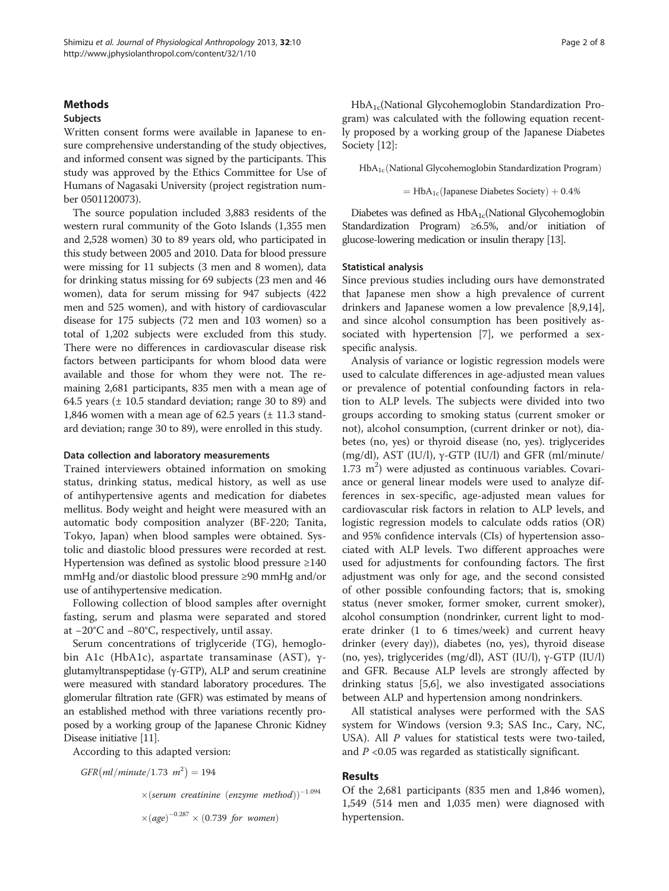## Methods

### Subjects

Written consent forms were available in Japanese to ensure comprehensive understanding of the study objectives, and informed consent was signed by the participants. This study was approved by the Ethics Committee for Use of Humans of Nagasaki University (project registration number 0501120073).

The source population included 3,883 residents of the western rural community of the Goto Islands (1,355 men and 2,528 women) 30 to 89 years old, who participated in this study between 2005 and 2010. Data for blood pressure were missing for 11 subjects (3 men and 8 women), data for drinking status missing for 69 subjects (23 men and 46 women), data for serum missing for 947 subjects (422 men and 525 women), and with history of cardiovascular disease for 175 subjects (72 men and 103 women) so a total of 1,202 subjects were excluded from this study. There were no differences in cardiovascular disease risk factors between participants for whom blood data were available and those for whom they were not. The remaining 2,681 participants, 835 men with a mean age of 64.5 years (± 10.5 standard deviation; range 30 to 89) and 1,846 women with a mean age of 62.5 years (± 11.3 standard deviation; range 30 to 89), were enrolled in this study.

### Data collection and laboratory measurements

Trained interviewers obtained information on smoking status, drinking status, medical history, as well as use of antihypertensive agents and medication for diabetes mellitus. Body weight and height were measured with an automatic body composition analyzer (BF-220; Tanita, Tokyo, Japan) when blood samples were obtained. Systolic and diastolic blood pressures were recorded at rest. Hypertension was defined as systolic blood pressure ≥140 mmHg and/or diastolic blood pressure ≥90 mmHg and/or use of antihypertensive medication.

Following collection of blood samples after overnight fasting, serum and plasma were separated and stored at −20°C and −80°C, respectively, until assay.

Serum concentrations of triglyceride (TG), hemoglobin A1c (HbA1c), aspartate transaminase (AST), γ-glutamyltranspeptidase (γ-GTP), ALP and serum creatinine were measured with standard laboratory procedures. The glomerular filtration rate (GFR) was estimated by means of an established method with three variations recently proposed by a working group of the Japanese Chronic Kidney Disease initiative [11].

According to this adapted version:

$$GFR(ml/minute/1.73\ m^2) = 194 \times (serum\ creatinine\ (enzyme\ method))^{-1.094} \times (age)^{-0.287} \times (0.739\ for\ women)$$

$HbA_{1c}$(National Glycohemoglobin Standardization Program) was calculated with the following equation recently proposed by a working group of the Japanese Diabetes Society [12]:

$$HbA_{1c}(\text{National Glycohemoglobin Standardization Program}) = HbA_{1c}(\text{Japanese Diabetes Society}) + 0.4\%$$

Diabetes was defined as $HbA_{1c}$(National Glycohemoglobin Standardization Program) ≥6.5%, and/or initiation of glucose-lowering medication or insulin therapy [13].

### Statistical analysis

Since previous studies including ours have demonstrated that Japanese men show a high prevalence of current drinkers and Japanese women a low prevalence [8,9,14], and since alcohol consumption has been positively associated with hypertension [7], we performed a sex-specific analysis.

Analysis of variance or logistic regression models were used to calculate differences in age-adjusted mean values or prevalence of potential confounding factors in relation to ALP levels. The subjects were divided into two groups according to smoking status (current smoker or not), alcohol consumption, (current drinker or not), diabetes (no, yes) or thyroid disease (no, yes). triglycerides (mg/dl), AST (IU/l), γ-GTP (IU/l) and GFR (ml/minute/1.73 $m^2$) were adjusted as continuous variables. Covariance or general linear models were used to analyze differences in sex-specific, age-adjusted mean values for cardiovascular risk factors in relation to ALP levels, and logistic regression models to calculate odds ratios (OR) and 95% confidence intervals (CIs) of hypertension associated with ALP levels. Two different approaches were used for adjustments for confounding factors. The first adjustment was only for age, and the second consisted of other possible confounding factors; that is, smoking status (never smoker, former smoker, current smoker), alcohol consumption (nondrinker, current light to moderate drinker (1 to 6 times/week) and current heavy drinker (every day)), diabetes (no, yes), thyroid disease (no, yes), triglycerides (mg/dl), AST (IU/l), γ-GTP (IU/l) and GFR. Because ALP levels are strongly affected by drinking status [5,6], we also investigated associations between ALP and hypertension among nondrinkers.

All statistical analyses were performed with the SAS system for Windows (version 9.3; SAS Inc., Cary, NC, USA). All *P* values for statistical tests were two-tailed, and *P* <0.05 was regarded as statistically significant.

## Results

Of the 2,681 participants (835 men and 1,846 women), 1,549 (514 men and 1,035 men) were diagnosed with hypertension.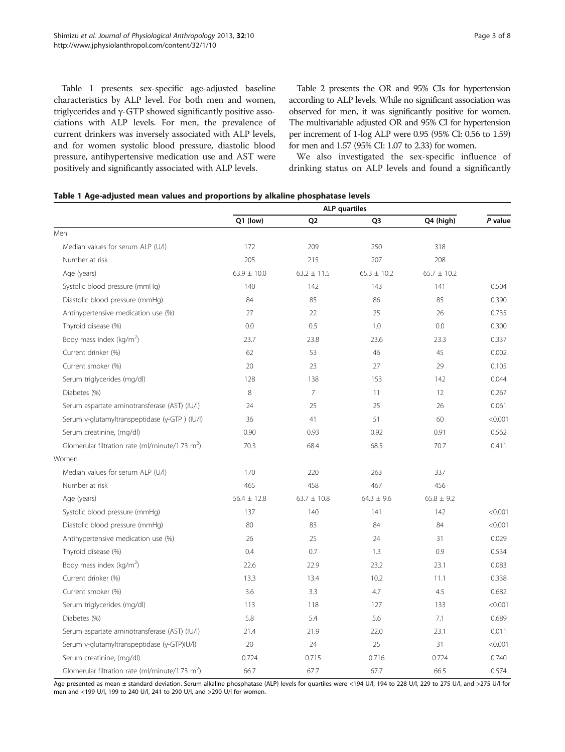Table 1 presents sex-specific age-adjusted baseline characteristics by ALP level. For both men and women, triglycerides and γ-GTP showed significantly positive associations with ALP levels. For men, the prevalence of current drinkers was inversely associated with ALP levels, and for women systolic blood pressure, diastolic blood pressure, antihypertensive medication use and AST were positively and significantly associated with ALP levels.

Table 2 presents the OR and 95% CIs for hypertension according to ALP levels. While no significant association was observed for men, it was significantly positive for women. The multivariable adjusted OR and 95% CI for hypertension per increment of 1-log ALP were 0.95 (95% CI: 0.56 to 1.59) for men and 1.57 (95% CI: 1.07 to 2.33) for women.

We also investigated the sex-specific influence of drinking status on ALP levels and found a significantly

**Table 1 Age-adjusted mean values and proportions by alkaline phosphatase levels**

| | ALP quartiles | | | | |
|---|---|---|---|---|---|
| | Q1 (low) | Q2 | Q3 | Q4 (high) | *P* value |
| Men | | | | | |
| Median values for serum ALP (U/l) | 172 | 209 | 250 | 318 | |
| Number at risk | 205 | 215 | 207 | 208 | |
| Age (years) | 63.9 ± 10.0 | 63.2 ± 11.5 | 65.3 ± 10.2 | 65.7 ± 10.2 | |
| Systolic blood pressure (mmHg) | 140 | 142 | 143 | 141 | 0.504 |
| Diastolic blood pressure (mmHg) | 84 | 85 | 86 | 85 | 0.390 |
| Antihypertensive medication use (%) | 27 | 22 | 25 | 26 | 0.735 |
| Thyroid disease (%) | 0.0 | 0.5 | 1.0 | 0.0 | 0.300 |
| Body mass index (kg/m$^2$) | 23.7 | 23.8 | 23.6 | 23.3 | 0.337 |
| Current drinker (%) | 62 | 53 | 46 | 45 | 0.002 |
| Current smoker (%) | 20 | 23 | 27 | 29 | 0.105 |
| Serum triglycerides (mg/dl) | 128 | 138 | 153 | 142 | 0.044 |
| Diabetes (%) | 8 | 7 | 11 | 12 | 0.267 |
| Serum aspartate aminotransferase (AST) (IU/l) | 24 | 25 | 25 | 26 | 0.061 |
| Serum γ-glutamyltranspeptidase (γ-GTP ) (IU/l) | 36 | 41 | 51 | 60 | <0.001 |
| Serum creatinine, (mg/dl) | 0.90 | 0.93 | 0.92 | 0.91 | 0.562 |
| Glomerular filtration rate (ml/minute/1.73 m$^2$) | 70.3 | 68.4 | 68.5 | 70.7 | 0.411 |
| Women | | | | | |
| Median values for serum ALP (U/l) | 170 | 220 | 263 | 337 | |
| Number at risk | 465 | 458 | 467 | 456 | |
| Age (years) | 56.4 ± 12.8 | 63.7 ± 10.8 | 64.3 ± 9.6 | 65.8 ± 9.2 | |
| Systolic blood pressure (mmHg) | 137 | 140 | 141 | 142 | <0.001 |
| Diastolic blood pressure (mmHg) | 80 | 83 | 84 | 84 | <0.001 |
| Antihypertensive medication use (%) | 26 | 25 | 24 | 31 | 0.029 |
| Thyroid disease (%) | 0.4 | 0.7 | 1.3 | 0.9 | 0.534 |
| Body mass index (kg/m$^2$) | 22.6 | 22.9 | 23.2 | 23.1 | 0.083 |
| Current drinker (%) | 13.3 | 13.4 | 10.2 | 11.1 | 0.338 |
| Current smoker (%) | 3.6 | 3.3 | 4.7 | 4.5 | 0.682 |
| Serum triglycerides (mg/dl) | 113 | 118 | 127 | 133 | <0.001 |
| Diabetes (%) | 5.8 | 5.4 | 5.6 | 7.1 | 0.689 |
| Serum aspartate aminotransferase (AST) (IU/l) | 21.4 | 21.9 | 22.0 | 23.1 | 0.011 |
| Serum γ-glutamyltranspeptidase (γ-GTP)IU/l) | 20 | 24 | 25 | 31 | <0.001 |
| Serum creatinine, (mg/dl) | 0.724 | 0.715 | 0.716 | 0.724 | 0.740 |
| Glomerular filtration rate (ml/minute/1.73 m$^2$) | 66.7 | 67.7 | 67.7 | 66.5 | 0.574 |

Age presented as mean ± standard deviation. Serum alkaline phosphatase (ALP) levels for quartiles were <194 U/l, 194 to 228 U/l, 229 to 275 U/l, and >275 U/l for men and <199 U/l, 199 to 240 U/l, 241 to 290 U/l, and >290 U/l for women.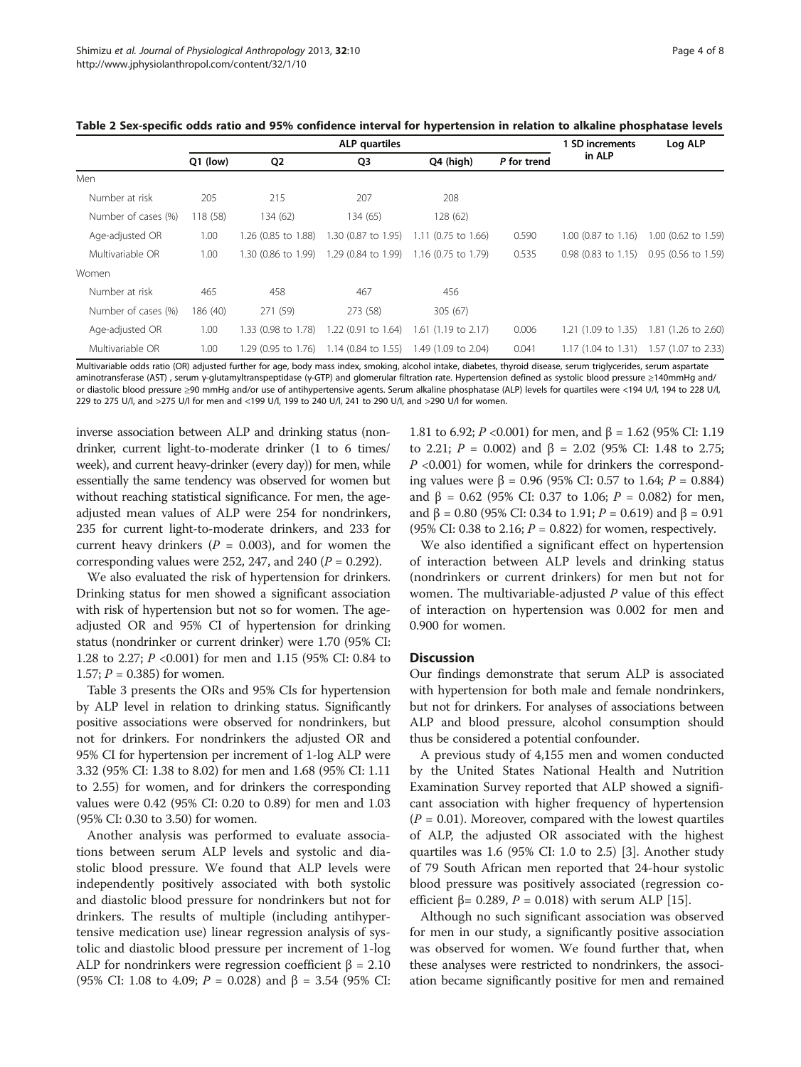**Table 2 Sex-specific odds ratio and 95% confidence interval for hypertension in relation to alkaline phosphatase levels**

| | ALP quartiles | | | | | 1 SD increments in ALP | Log ALP |
|---|---|---|---|---|---|---|---|
| | Q1 (low) | Q2 | Q3 | Q4 (high) | *P* for trend | | |
| Men | | | | | | | |
| Number at risk | 205 | 215 | 207 | 208 | | | |
| Number of cases (%) | 118 (58) | 134 (62) | 134 (65) | 128 (62) | | | |
| Age-adjusted OR | 1.00 | 1.26 (0.85 to 1.88) | 1.30 (0.87 to 1.95) | 1.11 (0.75 to 1.66) | 0.590 | 1.00 (0.87 to 1.16) | 1.00 (0.62 to 1.59) |
| Multivariable OR | 1.00 | 1.30 (0.86 to 1.99) | 1.29 (0.84 to 1.99) | 1.16 (0.75 to 1.79) | 0.535 | 0.98 (0.83 to 1.15) | 0.95 (0.56 to 1.59) |
| Women | | | | | | | |
| Number at risk | 465 | 458 | 467 | 456 | | | |
| Number of cases (%) | 186 (40) | 271 (59) | 273 (58) | 305 (67) | | | |
| Age-adjusted OR | 1.00 | 1.33 (0.98 to 1.78) | 1.22 (0.91 to 1.64) | 1.61 (1.19 to 2.17) | 0.006 | 1.21 (1.09 to 1.35) | 1.81 (1.26 to 2.60) |
| Multivariable OR | 1.00 | 1.29 (0.95 to 1.76) | 1.14 (0.84 to 1.55) | 1.49 (1.09 to 2.04) | 0.041 | 1.17 (1.04 to 1.31) | 1.57 (1.07 to 2.33) |

Multivariable odds ratio (OR) adjusted further for age, body mass index, smoking, alcohol intake, diabetes, thyroid disease, serum triglycerides, serum aspartate aminotransferase (AST) , serum γ-glutamyltranspeptidase (γ-GTP) and glomerular filtration rate. Hypertension defined as systolic blood pressure ≥140mmHg and/or diastolic blood pressure ≥90 mmHg and/or use of antihypertensive agents. Serum alkaline phosphatase (ALP) levels for quartiles were <194 U/l, 194 to 228 U/l, 229 to 275 U/l, and >275 U/l for men and <199 U/l, 199 to 240 U/l, 241 to 290 U/l, and >290 U/l for women.

inverse association between ALP and drinking status (nondrinker, current light-to-moderate drinker (1 to 6 times/week), and current heavy-drinker (every day)) for men, while essentially the same tendency was observed for women but without reaching statistical significance. For men, the age-adjusted mean values of ALP were 254 for nondrinkers, 235 for current light-to-moderate drinkers, and 233 for current heavy drinkers ($P$ = 0.003), and for women the corresponding values were 252, 247, and 240 ($P$ = 0.292).

We also evaluated the risk of hypertension for drinkers. Drinking status for men showed a significant association with risk of hypertension but not so for women. The age-adjusted OR and 95% CI of hypertension for drinking status (nondrinker or current drinker) were 1.70 (95% CI: 1.28 to 2.27; $P$ <0.001) for men and 1.15 (95% CI: 0.84 to 1.57; $P$ = 0.385) for women.

Table 3 presents the ORs and 95% CIs for hypertension by ALP level in relation to drinking status. Significantly positive associations were observed for nondrinkers, but not for drinkers. For nondrinkers the adjusted OR and 95% CI for hypertension per increment of 1-log ALP were 3.32 (95% CI: 1.38 to 8.02) for men and 1.68 (95% CI: 1.11 to 2.55) for women, and for drinkers the corresponding values were 0.42 (95% CI: 0.20 to 0.89) for men and 1.03 (95% CI: 0.30 to 3.50) for women.

Another analysis was performed to evaluate associations between serum ALP levels and systolic and diastolic blood pressure. We found that ALP levels were independently positively associated with both systolic and diastolic blood pressure for nondrinkers but not for drinkers. The results of multiple (including antihypertensive medication use) linear regression analysis of systolic and diastolic blood pressure per increment of 1-log ALP for nondrinkers were regression coefficient β = 2.10 (95% CI: 1.08 to 4.09; $P$ = 0.028) and β = 3.54 (95% CI: 1.81 to 6.92; $P$ <0.001) for men, and β = 1.62 (95% CI: 1.19 to 2.21; $P$ = 0.002) and β = 2.02 (95% CI: 1.48 to 2.75; $P$ <0.001) for women, while for drinkers the corresponding values were β = 0.96 (95% CI: 0.57 to 1.64; $P$ = 0.884) and β = 0.62 (95% CI: 0.37 to 1.06; $P$ = 0.082) for men, and β = 0.80 (95% CI: 0.34 to 1.91; $P$ = 0.619) and β = 0.91 (95% CI: 0.38 to 2.16; $P$ = 0.822) for women, respectively.

We also identified a significant effect on hypertension of interaction between ALP levels and drinking status (nondrinkers or current drinkers) for men but not for women. The multivariable-adjusted $P$ value of this effect of interaction on hypertension was 0.002 for men and 0.900 for women.

## Discussion

Our findings demonstrate that serum ALP is associated with hypertension for both male and female nondrinkers, but not for drinkers. For analyses of associations between ALP and blood pressure, alcohol consumption should thus be considered a potential confounder.

A previous study of 4,155 men and women conducted by the United States National Health and Nutrition Examination Survey reported that ALP showed a significant association with higher frequency of hypertension ($P$ = 0.01). Moreover, compared with the lowest quartiles of ALP, the adjusted OR associated with the highest quartiles was 1.6 (95% CI: 1.0 to 2.5) [3]. Another study of 79 South African men reported that 24-hour systolic blood pressure was positively associated (regression coefficient β= 0.289, $P$ = 0.018) with serum ALP [15].

Although no such significant association was observed for men in our study, a significantly positive association was observed for women. We found further that, when these analyses were restricted to nondrinkers, the association became significantly positive for men and remained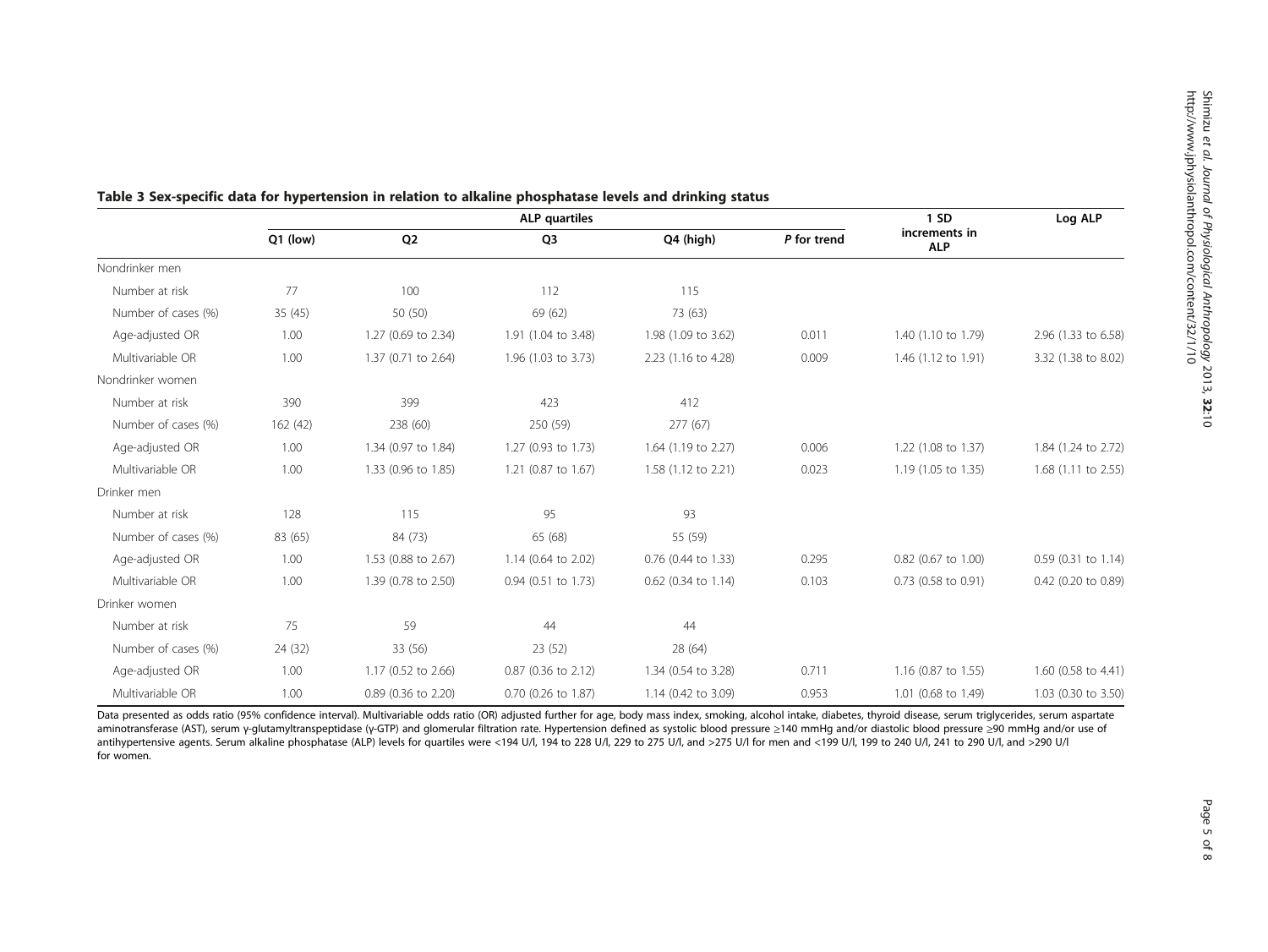**Table 3 Sex-specific data for hypertension in relation to alkaline phosphatase levels and drinking status**

| | ALP quartiles | | | | | 1 SD increments in ALP | Log ALP |
|---|---|---|---|---|---|---|---|
| | Q1 (low) | Q2 | Q3 | Q4 (high) | *P* for trend | | |
| Nondrinker men | | | | | | | |
| Number at risk | 77 | 100 | 112 | 115 | | | |
| Number of cases (%) | 35 (45) | 50 (50) | 69 (62) | 73 (63) | | | |
| Age-adjusted OR | 1.00 | 1.27 (0.69 to 2.34) | 1.91 (1.04 to 3.48) | 1.98 (1.09 to 3.62) | 0.011 | 1.40 (1.10 to 1.79) | 2.96 (1.33 to 6.58) |
| Multivariable OR | 1.00 | 1.37 (0.71 to 2.64) | 1.96 (1.03 to 3.73) | 2.23 (1.16 to 4.28) | 0.009 | 1.46 (1.12 to 1.91) | 3.32 (1.38 to 8.02) |
| Nondrinker women | | | | | | | |
| Number at risk | 390 | 399 | 423 | 412 | | | |
| Number of cases (%) | 162 (42) | 238 (60) | 250 (59) | 277 (67) | | | |
| Age-adjusted OR | 1.00 | 1.34 (0.97 to 1.84) | 1.27 (0.93 to 1.73) | 1.64 (1.19 to 2.27) | 0.006 | 1.22 (1.08 to 1.37) | 1.84 (1.24 to 2.72) |
| Multivariable OR | 1.00 | 1.33 (0.96 to 1.85) | 1.21 (0.87 to 1.67) | 1.58 (1.12 to 2.21) | 0.023 | 1.19 (1.05 to 1.35) | 1.68 (1.11 to 2.55) |
| Drinker men | | | | | | | |
| Number at risk | 128 | 115 | 95 | 93 | | | |
| Number of cases (%) | 83 (65) | 84 (73) | 65 (68) | 55 (59) | | | |
| Age-adjusted OR | 1.00 | 1.53 (0.88 to 2.67) | 1.14 (0.64 to 2.02) | 0.76 (0.44 to 1.33) | 0.295 | 0.82 (0.67 to 1.00) | 0.59 (0.31 to 1.14) |
| Multivariable OR | 1.00 | 1.39 (0.78 to 2.50) | 0.94 (0.51 to 1.73) | 0.62 (0.34 to 1.14) | 0.103 | 0.73 (0.58 to 0.91) | 0.42 (0.20 to 0.89) |
| Drinker women | | | | | | | |
| Number at risk | 75 | 59 | 44 | 44 | | | |
| Number of cases (%) | 24 (32) | 33 (56) | 23 (52) | 28 (64) | | | |
| Age-adjusted OR | 1.00 | 1.17 (0.52 to 2.66) | 0.87 (0.36 to 2.12) | 1.34 (0.54 to 3.28) | 0.711 | 1.16 (0.87 to 1.55) | 1.60 (0.58 to 4.41) |
| Multivariable OR | 1.00 | 0.89 (0.36 to 2.20) | 0.70 (0.26 to 1.87) | 1.14 (0.42 to 3.09) | 0.953 | 1.01 (0.68 to 1.49) | 1.03 (0.30 to 3.50) |

Data presented as odds ratio (95% confidence interval). Multivariable odds ratio (OR) adjusted further for age, body mass index, smoking, alcohol intake, diabetes, thyroid disease, serum triglycerides, serum aspartate aminotransferase (AST), serum γ-glutamyltranspeptidase (γ-GTP) and glomerular filtration rate. Hypertension defined as systolic blood pressure ≥140 mmHg and/or diastolic blood pressure ≥90 mmHg and/or use of antihypertensive agents. Serum alkaline phosphatase (ALP) levels for quartiles were <194 U/l, 194 to 228 U/l, 229 to 275 U/l, and >275 U/l for men and <199 U/l, 199 to 240 U/l, 241 to 290 U/l, and >290 U/l for women.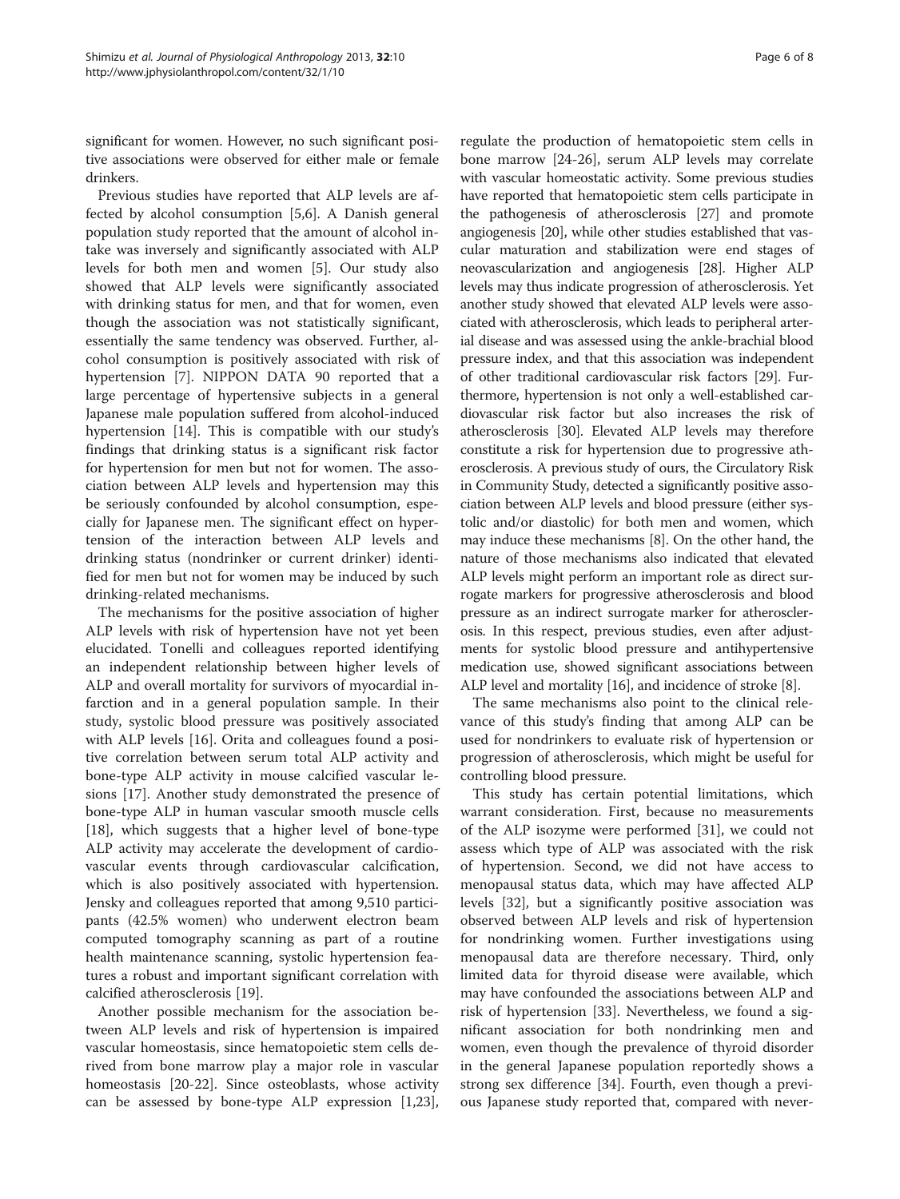significant for women. However, no such significant positive associations were observed for either male or female drinkers.

Previous studies have reported that ALP levels are affected by alcohol consumption [5,6]. A Danish general population study reported that the amount of alcohol intake was inversely and significantly associated with ALP levels for both men and women [5]. Our study also showed that ALP levels were significantly associated with drinking status for men, and that for women, even though the association was not statistically significant, essentially the same tendency was observed. Further, alcohol consumption is positively associated with risk of hypertension [7]. NIPPON DATA 90 reported that a large percentage of hypertensive subjects in a general Japanese male population suffered from alcohol-induced hypertension [14]. This is compatible with our study's findings that drinking status is a significant risk factor for hypertension for men but not for women. The association between ALP levels and hypertension may this be seriously confounded by alcohol consumption, especially for Japanese men. The significant effect on hypertension of the interaction between ALP levels and drinking status (nondrinker or current drinker) identified for men but not for women may be induced by such drinking-related mechanisms.

The mechanisms for the positive association of higher ALP levels with risk of hypertension have not yet been elucidated. Tonelli and colleagues reported identifying an independent relationship between higher levels of ALP and overall mortality for survivors of myocardial infarction and in a general population sample. In their study, systolic blood pressure was positively associated with ALP levels [16]. Orita and colleagues found a positive correlation between serum total ALP activity and bone-type ALP activity in mouse calcified vascular lesions [17]. Another study demonstrated the presence of bone-type ALP in human vascular smooth muscle cells [18], which suggests that a higher level of bone-type ALP activity may accelerate the development of cardiovascular events through cardiovascular calcification, which is also positively associated with hypertension. Jensky and colleagues reported that among 9,510 participants (42.5% women) who underwent electron beam computed tomography scanning as part of a routine health maintenance scanning, systolic hypertension features a robust and important significant correlation with calcified atherosclerosis [19].

Another possible mechanism for the association between ALP levels and risk of hypertension is impaired vascular homeostasis, since hematopoietic stem cells derived from bone marrow play a major role in vascular homeostasis [20-22]. Since osteoblasts, whose activity can be assessed by bone-type ALP expression [1,23], regulate the production of hematopoietic stem cells in bone marrow [24-26], serum ALP levels may correlate with vascular homeostatic activity. Some previous studies have reported that hematopoietic stem cells participate in the pathogenesis of atherosclerosis [27] and promote angiogenesis [20], while other studies established that vascular maturation and stabilization were end stages of neovascularization and angiogenesis [28]. Higher ALP levels may thus indicate progression of atherosclerosis. Yet another study showed that elevated ALP levels were associated with atherosclerosis, which leads to peripheral arterial disease and was assessed using the ankle-brachial blood pressure index, and that this association was independent of other traditional cardiovascular risk factors [29]. Furthermore, hypertension is not only a well-established cardiovascular risk factor but also increases the risk of atherosclerosis [30]. Elevated ALP levels may therefore constitute a risk for hypertension due to progressive atherosclerosis. A previous study of ours, the Circulatory Risk in Community Study, detected a significantly positive association between ALP levels and blood pressure (either systolic and/or diastolic) for both men and women, which may induce these mechanisms [8]. On the other hand, the nature of those mechanisms also indicated that elevated ALP levels might perform an important role as direct surrogate markers for progressive atherosclerosis and blood pressure as an indirect surrogate marker for atherosclerosis. In this respect, previous studies, even after adjustments for systolic blood pressure and antihypertensive medication use, showed significant associations between ALP level and mortality [16], and incidence of stroke [8].

The same mechanisms also point to the clinical relevance of this study's finding that among ALP can be used for nondrinkers to evaluate risk of hypertension or progression of atherosclerosis, which might be useful for controlling blood pressure.

This study has certain potential limitations, which warrant consideration. First, because no measurements of the ALP isozyme were performed [31], we could not assess which type of ALP was associated with the risk of hypertension. Second, we did not have access to menopausal status data, which may have affected ALP levels [32], but a significantly positive association was observed between ALP levels and risk of hypertension for nondrinking women. Further investigations using menopausal data are therefore necessary. Third, only limited data for thyroid disease were available, which may have confounded the associations between ALP and risk of hypertension [33]. Nevertheless, we found a significant association for both nondrinking men and women, even though the prevalence of thyroid disorder in the general Japanese population reportedly shows a strong sex difference [34]. Fourth, even though a previous Japanese study reported that, compared with never-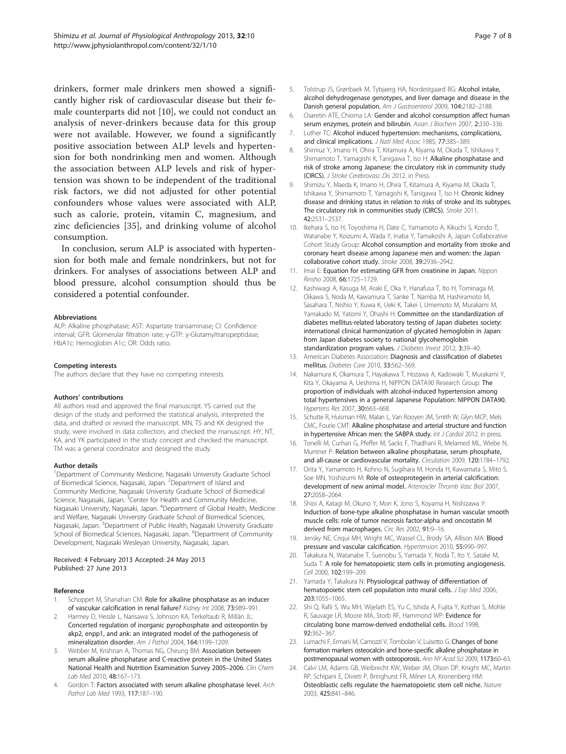drinkers, former male drinkers men showed a significantly higher risk of cardiovascular disease but their female counterparts did not [10], we could not conduct an analysis of never-drinkers because data for this group were not available. However, we found a significantly positive association between ALP levels and hypertension for both nondrinking men and women. Although the association between ALP levels and risk of hypertension was shown to be independent of the traditional risk factors, we did not adjusted for other potential confounders whose values were associated with ALP, such as calorie, protein, vitamin C, magnesium, and zinc deficiencies [35], and drinking volume of alcohol consumption.

In conclusion, serum ALP is associated with hypertension for both male and female nondrinkers, but not for drinkers. For analyses of associations between ALP and blood pressure, alcohol consumption should thus be considered a potential confounder.

#### Abbreviations

ALP: Alkaline phosphatase; AST: Aspartate transaminase; CI: Confidence interval; GFR: Glomerular filtration rate; γ-GTP: γ-Glutamyltranspeptidase; HbA1c: Hemoglobin A1c; OR: Odds ratio.

#### Competing interests

The authors declare that they have no competing interests.

#### Authors' contributions

All authors read and approved the final manuscript. YS carried out the design of the study and performed the statistical analysis, interpreted the data, and drafted or revised the manuscript. MN, TS and KK designed the study, were involved in data collection, and checked the manuscript. HY, NT, KA, and YK participated in the study concept and checked the manuscript. TM was a general coordinator and designed the study.

#### Author details

[1]Department of Community Medicine, Nagasaki University Graduate School of Biomedical Science, Nagasaki, Japan. [2]Department of Island and Community Medicine, Nagasaki University Graduate School of Biomedical Science, Nagasaki, Japan. [3]Center for Health and Community Medicine, Nagasaki University, Nagasaki, Japan. [4]Department of Global Health, Medicine and Welfare, Nagasaki University Graduate School of Biomedical Sciences, Nagasaki, Japan. [5]Department of Public Health, Nagasaki University Graduate School of Biomedical Sciences, Nagasaki, Japan. [6]Department of Community Development, Nagasaki Wesleyan University, Nagasaki, Japan.

Received: 4 February 2013 Accepted: 24 May 2013
Published: 27 June 2013

#### Reference

1. Schoppet M, Shanahan CM: **Role for alkaline phosphatase as an inducer of vascukar calcification in renal failure?** *Kidney Int* 2008, **73**:989–991.
2. Harmey D, Hessle L, Narisawa S, Johnson KA, Terkeltaub R, Millán JL: **Concerted regulation of inorganic pyrophosphate and osteopontin by akp2, enpp1, and ank: an integrated model of the pathogenesis of mineralization disorder.** *Am J Pathol* 2004, **164**:1199–1209.
3. Webber M, Krishnan A, Thomas NG, Cheung BM: **Association between serum alkaline phosphatase and C-reactive protein in the United States National Health and Nutrition Examination Survey 2005–2006.** *Clin Chem Lab Med* 2010, **48**:167–173.
4. Gordon T: **Factors associated with serum alkaline phosphatase level.** *Arch Pathol Lab Med* 1993, **117**:187–190.
5. Tolstrup JS, Grønbaek M, Tybjaerg HA, Nordestgaard BG: **Alcohol intake, alcohol dehydrogenase genotypes, and liver damage and disease in the Danish general population.** *Am J Gastroenterol* 2009, **104**:2182–2188.
6. Osaretin ATE, Chioma LA: **Gender and alcohol consumption affect human serum enzymes, protein and bilirubin.** *Asian J Biochem* 2007, **2**:330–336.
7. Luther TC: **Alcohol induced hypertension: mechanisms, complications, and clinical implications.** *J Natl Med Assoc* 1985, **77**:385–389.
8. Shimiuz Y, Imano H, Ohira T, Kitamura A, Kiyama M, Okada T, Ishikawa Y, Shimamoto T, Yamagishi K, Tanigawa T, Iso H: **Alkaline phosphatase and risk of stroke among Japanese: the circulatory risk in community study (CIRCS).** *J Stroke Cerebrovasc Dis* 2012. in Press.
9. Shimizu Y, Maeda K, Imano H, Ohira T, Kitamura A, Kiyama M, Okada T, Ishikawa Y, Shimamoto T, Yamagishi K, Tanigawa T, Iso H: **Chronic kidney disease and drinking status in relation to risks of stroke and its subtypes. The circulatory risk in communities study (CIRCS).** *Stroke* 2011, **42**:2531–2537.
10. Ikehara S, Iso H, Toyoshima H, Date C, Yamamoto A, Kikuchi S, Kondo T, Watanabe Y, Koizumi A, Wada Y, Inaba Y, Tamakoshi A, Japan Collaborative Cohort Study Group: **Alcohol consumption and mortality from stroke and coronary heart disease among Japanese men and women: the Japan collaborative cohort study.** *Stroke* 2008, **39**:2936–2942.
11. Imai E: **Equation for estimating GFR from creatinine in Japan.** *Nippon Rinsho* 2008, **66**:1725–1729.
12. Kashiwagi A, Kasuga M, Araki E, Oka Y, Hanafusa T, Ito H, Tominaga M, Oikawa S, Noda M, Kawamura T, Sanke T, Namba M, Hashiramoto M, Sasahara T, Nishio Y, Kuwa K, Ueki K, Takei I, Umemoto M, Murakami M, Yamakado M, Yatomi Y, Ohashi H: **Committee on the standardization of diabetes mellitus-related laboratory testing of Japan diabetes society: international clinical harmonization of glycated hemoglobin in Japan: from Japan diabetes society to national glycohemoglobin standardization program values.** *J Diabetes Invest* 2012, **3**:39–40.
13. American Diabetes Association: **Diagnosis and classification of diabetes mellitus.** *Diabetes Care* 2010, **33**:562–569.
14. Nakamura K, Okamura T, Hayakawa T, Hozawa A, Kadowaki T, Murakami Y, Kita Y, Okayama A, Ueshima H, NIPPON DATA90 Research Group: **The proportion of individuals with alcohol-induced hypertension among total hypertensives in a general Japanese Population: NIPPON DATA90.** *Hypertens Res* 2007, **30**:663–668.
15. Schutte R, Huisman HW, Malan L, Van Rooyen JM, Smith W, Glyn MCP, Mels CMC, Fourie CMT: **Alkaline phosphatase and arterial structure and function in hypertensive African men: the SABPA study.** *Int J Cardiol* 2012. in press.
16. Tonelli M, Curhan G, Pfeffer M, Sacks F, Thadhani R, Melamed ML, Wiebe N, Muntner P: **Relation between alkaline phosphatase, serum phosphate, and all-cause or cardiovascular mortality.** *Circulation* 2009, **120**:1784–1792.
17. Orita Y, Yamamoto H, Kohno N, Sugihara M, Honda H, Kawamata S, Mito S, Soe MN, Yoshizumi M: **Role of osteoprotegerin in arterial calcification: development of new animal model.** *Arterioscler Thromb Vasc Biol* 2007, **27**:2058–2064.
18. Shioi A, Katagi M, Okuno Y, Mori K, Jono S, Koyama H, Nishizawa Y: **Induction of bone-type alkaline phosphatase in human vascular smooth muscle cells: role of tumor necrosis factor-alpha and oncostatin M derived from macrophages.** *Circ Res* 2002, **91**:9–16.
19. Jensky NE, Criqui MH, Wright MC, Wassel CL, Brody SA, Allison MA: **Blood pressure and vascular calcification.** *Hypertension* 2010, **55**:990–997.
20. Takakura N, Watanabe T, Suenobu S, Yamada Y, Noda T, Ito Y, Satake M, Suda T: **A role for hematopoietic stem cells in promoting angiogenesis.** *Cell* 2000, **102**:199–209.
21. Yamada Y, Takakura N: **Physiological pathway of differentiation of hematopoietic stem cell population into mural cells.** *J Exp Med* 2006, **203**:1055–1065.
22. Shi Q, Rafii S, Wu MH, Wijelath ES, Yu C, Ishida A, Fujita Y, Kothari S, Mohle R, Sauvage LR, Moore MA, Storb RF, Hammond WP: **Evidence for circulating bone marrow-derived endothelial cells.** *Blood* 1998, **92**:362–367.
23. Lumachi F, Ermani M, Camozzi V, Tombolan V, Luisetto G: **Changes of bone formation markers osteocalcin and bone-specific alkaline phosphatase in postmenopausal women with osteoporosis.** *Ann NY Acad Sci* 2009, **1173**:60–63.
24. Calvi LM, Adams GB, Weibrecht KW, Weber JM, Olson DP, Knight MC, Martin RP, Schipani E, Divieti P, Bringhurst FR, Milner LA, Kronenberg HM: **Osteoblastic cells regulate the haematopoietic stem cell niche.** *Nature* 2003, **425**:841–846.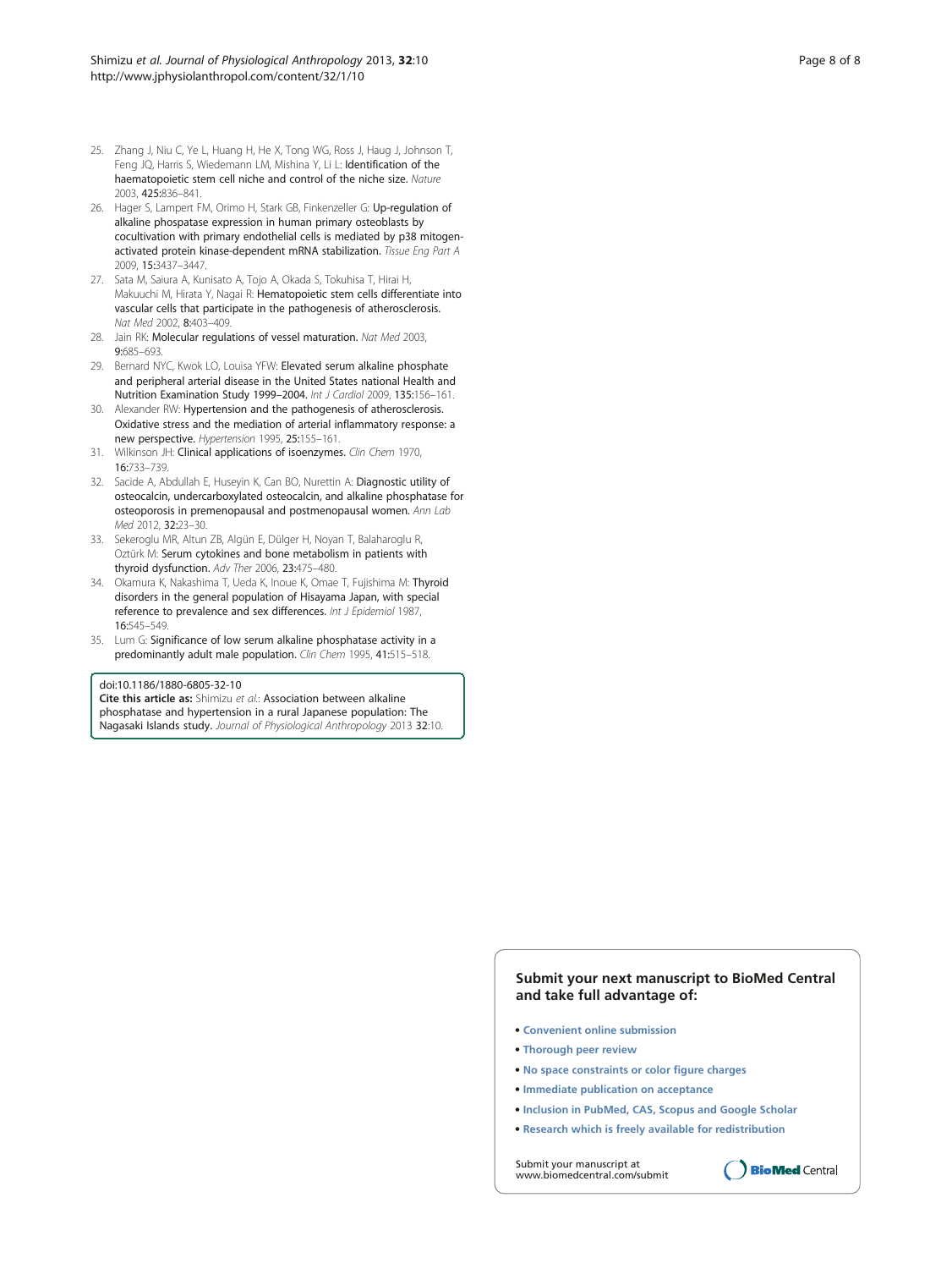25. Zhang J, Niu C, Ye L, Huang H, He X, Tong WG, Ross J, Haug J, Johnson T, Feng JQ, Harris S, Wiedemann LM, Mishina Y, Li L: **Identification of the haematopoietic stem cell niche and control of the niche size.** *Nature* 2003, **425:**836–841.
26. Hager S, Lampert FM, Orimo H, Stark GB, Finkenzeller G: **Up-regulation of alkaline phospatase expression in human primary osteoblasts by cocultivation with primary endothelial cells is mediated by p38 mitogen-activated protein kinase-dependent mRNA stabilization.** *Tissue Eng Part A* 2009, **15:**3437–3447.
27. Sata M, Saiura A, Kunisato A, Tojo A, Okada S, Tokuhisa T, Hirai H, Makuuchi M, Hirata Y, Nagai R: **Hematopoietic stem cells differentiate into vascular cells that participate in the pathogenesis of atherosclerosis.** *Nat Med* 2002, **8:**403–409.
28. Jain RK: **Molecular regulations of vessel maturation.** *Nat Med* 2003, **9:**685–693.
29. Bernard NYC, Kwok LO, Louisa YFW: **Elevated serum alkaline phosphate and peripheral arterial disease in the United States national Health and Nutrition Examination Study 1999–2004.** *Int J Cardiol* 2009, **135:**156–161.
30. Alexander RW: **Hypertension and the pathogenesis of atherosclerosis. Oxidative stress and the mediation of arterial inflammatory response: a new perspective.** *Hypertension* 1995, **25:**155–161.
31. Wilkinson JH: **Clinical applications of isoenzymes.** *Clin Chem* 1970, **16:**733–739.
32. Sacide A, Abdullah E, Huseyin K, Can BO, Nurettin A: **Diagnostic utility of osteocalcin, undercarboxylated osteocalcin, and alkaline phosphatase for osteoporosis in premenopausal and postmenopausal women.** *Ann Lab Med* 2012, **32:**23–30.
33. Sekeroglu MR, Altun ZB, Algün E, Dülger H, Noyan T, Balaharoglu R, Oztürk M: **Serum cytokines and bone metabolism in patients with thyroid dysfunction.** *Adv Ther* 2006, **23:**475–480.
34. Okamura K, Nakashima T, Ueda K, Inoue K, Omae T, Fujishima M: **Thyroid disorders in the general population of Hisayama Japan, with special reference to prevalence and sex differences.** *Int J Epidemiol* 1987, **16:**545–549.
35. Lum G: **Significance of low serum alkaline phosphatase activity in a predominantly adult male population.** *Clin Chem* 1995, **41:**515–518.

doi:10.1186/1880-6805-32-10
**Cite this article as:** Shimizu *et al.*: Association between alkaline phosphatase and hypertension in a rural Japanese population: The Nagasaki Islands study. *Journal of Physiological Anthropology* 2013 **32**:10.

**Submit your next manuscript to BioMed Central and take full advantage of:**

- **Convenient online submission**
- **Thorough peer review**
- **No space constraints or color figure charges**
- **Immediate publication on acceptance**
- **Inclusion in PubMed, CAS, Scopus and Google Scholar**
- **Research which is freely available for redistribution**

Submit your manuscript at
www.biomedcentral.com/submit

BioMed Central